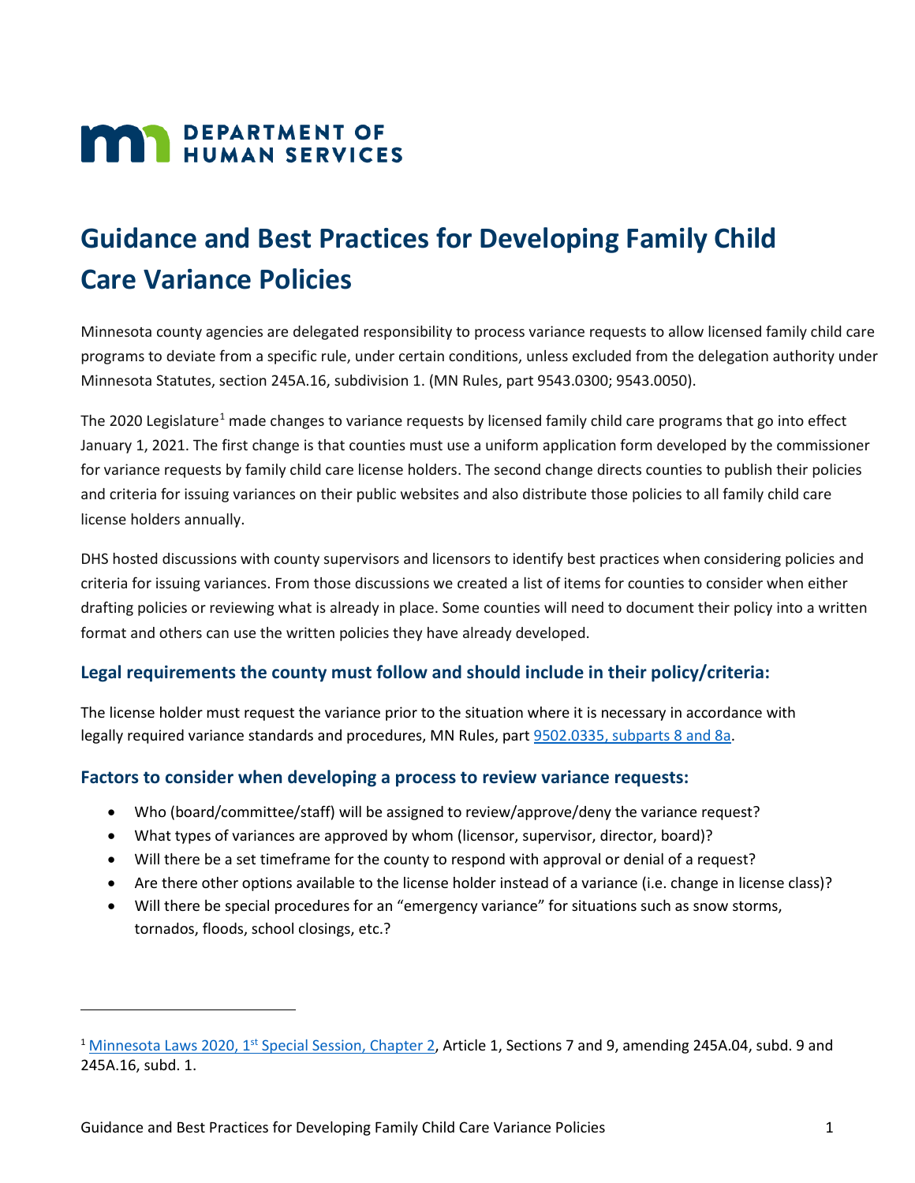# Guidance and Best Practices for Developing Family Child Care Variance Policies

Minnesota county agencies are delegated responsibility to process variance requests to allow licensed family child care programs to deviate from a specific rule, under certain conditions, unless excluded from the delegation authority under Minnesota Statutes, section 245A.16, subdivision 1. (MN Rules, part 9543.0300; 9543.0050).

The 2020 Legislature[1] made changes to variance requests by licensed family child care programs that go into effect January 1, 2021. The first change is that counties must use a uniform application form developed by the commissioner for variance requests by family child care license holders. The second change directs counties to publish their policies and criteria for issuing variances on their public websites and also distribute those policies to all family child care license holders annually.

DHS hosted discussions with county supervisors and licensors to identify best practices when considering policies and criteria for issuing variances. From those discussions we created a list of items for counties to consider when either drafting policies or reviewing what is already in place. Some counties will need to document their policy into a written format and others can use the written policies they have already developed.

## Legal requirements the county must follow and should include in their policy/criteria:

The license holder must request the variance prior to the situation where it is necessary in accordance with legally required variance standards and procedures, MN Rules, part 9502.0335, subparts 8 and 8a.

## Factors to consider when developing a process to review variance requests:

- Who (board/committee/staff) will be assigned to review/approve/deny the variance request?
- What types of variances are approved by whom (licensor, supervisor, director, board)?
- Will there be a set timeframe for the county to respond with approval or denial of a request?
- Are there other options available to the license holder instead of a variance (i.e. change in license class)?
- Will there be special procedures for an "emergency variance" for situations such as snow storms, tornados, floods, school closings, etc.?

---

[1] Minnesota Laws 2020, 1st Special Session, Chapter 2, Article 1, Sections 7 and 9, amending 245A.04, subd. 9 and 245A.16, subd. 1.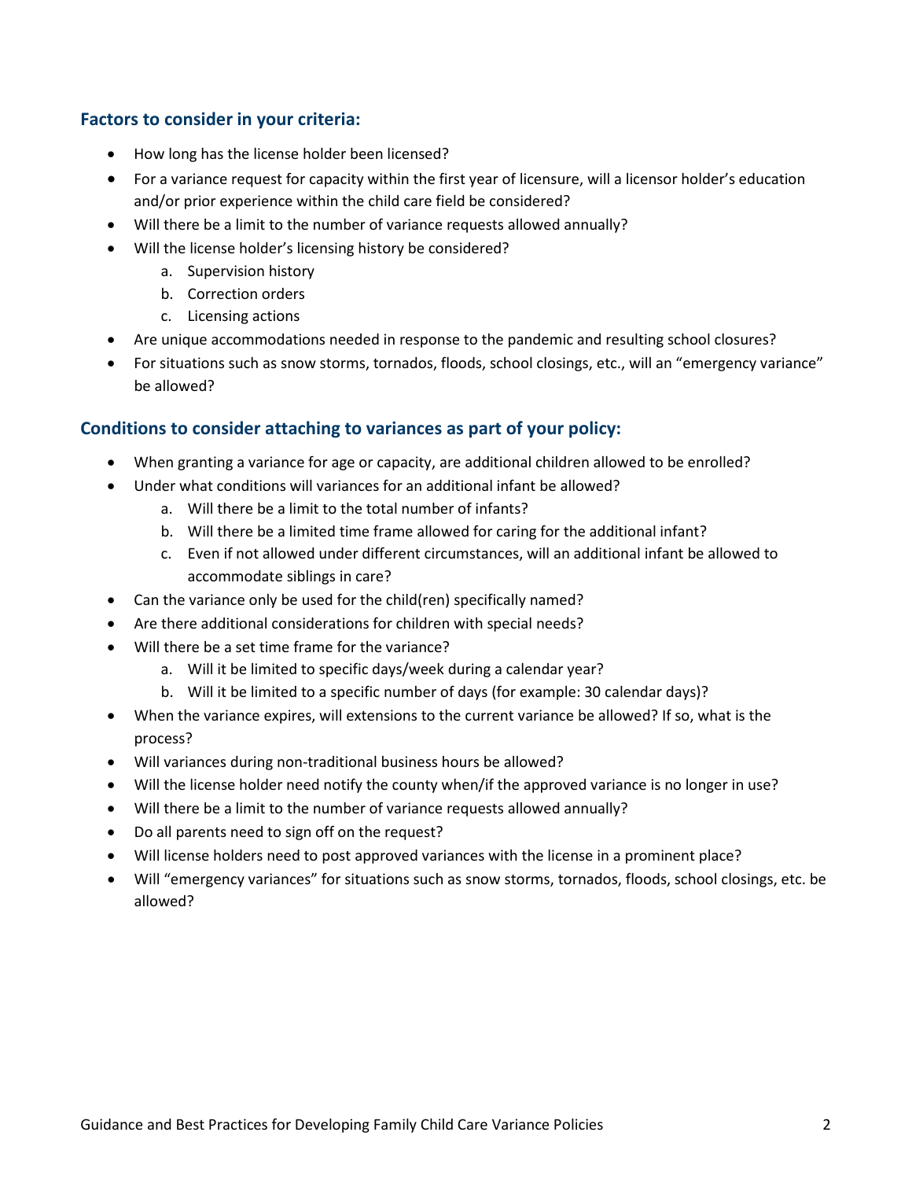### Factors to consider in your criteria:

- How long has the license holder been licensed?
- For a variance request for capacity within the first year of licensure, will a licensor holder's education and/or prior experience within the child care field be considered?
- Will there be a limit to the number of variance requests allowed annually?
- Will the license holder's licensing history be considered?
  a. Supervision history
  b. Correction orders
  c. Licensing actions
- Are unique accommodations needed in response to the pandemic and resulting school closures?
- For situations such as snow storms, tornados, floods, school closings, etc., will an "emergency variance" be allowed?

### Conditions to consider attaching to variances as part of your policy:

- When granting a variance for age or capacity, are additional children allowed to be enrolled?
- Under what conditions will variances for an additional infant be allowed?
  a. Will there be a limit to the total number of infants?
  b. Will there be a limited time frame allowed for caring for the additional infant?
  c. Even if not allowed under different circumstances, will an additional infant be allowed to accommodate siblings in care?
- Can the variance only be used for the child(ren) specifically named?
- Are there additional considerations for children with special needs?
- Will there be a set time frame for the variance?
  a. Will it be limited to specific days/week during a calendar year?
  b. Will it be limited to a specific number of days (for example: 30 calendar days)?
- When the variance expires, will extensions to the current variance be allowed? If so, what is the process?
- Will variances during non-traditional business hours be allowed?
- Will the license holder need notify the county when/if the approved variance is no longer in use?
- Will there be a limit to the number of variance requests allowed annually?
- Do all parents need to sign off on the request?
- Will license holders need to post approved variances with the license in a prominent place?
- Will "emergency variances" for situations such as snow storms, tornados, floods, school closings, etc. be allowed?